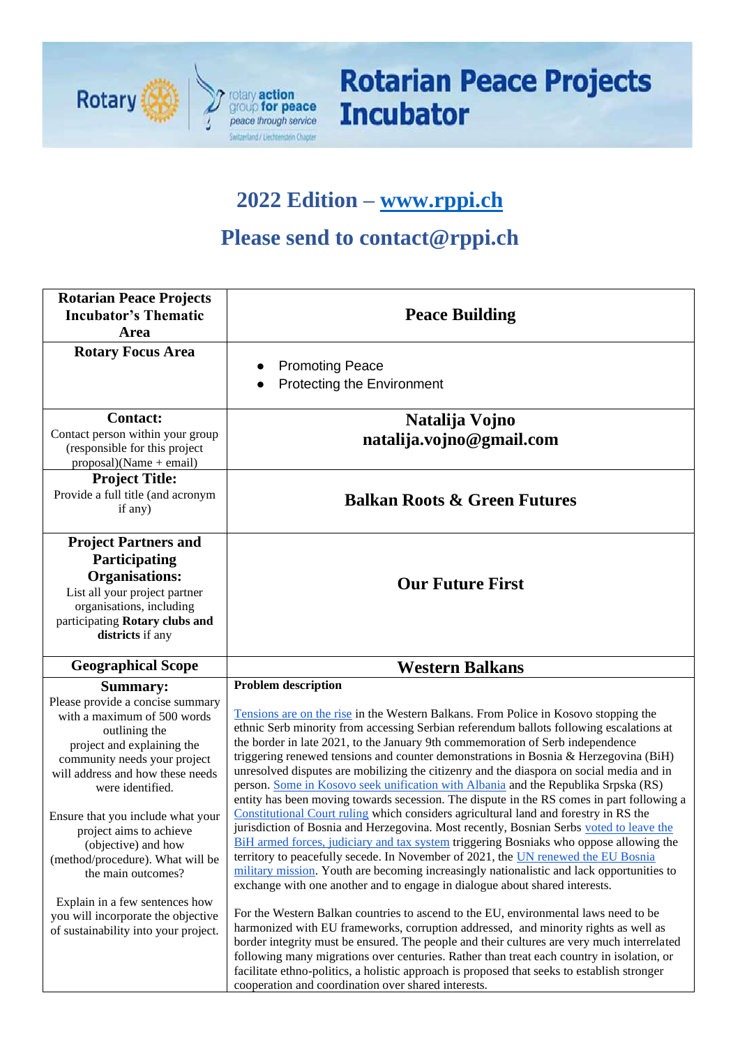# Rotarian Peace Projects Incubator

## 2022 Edition – www.rppi.ch

## Please send to contact@rppi.ch

| Rotarian Peace Projects Incubator's Thematic Area | Peace Building |
|---|---|
| **Rotary Focus Area** | • Promoting Peace<br>• Protecting the Environment |
| **Contact:**<br>Contact person within your group (responsible for this project proposal)(Name + email) | **Natalija Vojno**<br>**natalija.vojno@gmail.com** |
| **Project Title:**<br>Provide a full title (and acronym if any) | **Balkan Roots & Green Futures** |
| **Project Partners and Participating Organisations:**<br>List all your project partner organisations, including participating **Rotary clubs and districts** if any | **Our Future First** |
| **Geographical Scope** | **Western Balkans** |
| **Summary:**<br>Please provide a concise summary with a maximum of 500 words outlining the project and explaining the community needs your project will address and how these needs were identified.<br><br>Ensure that you include what your project aims to achieve (objective) and how (method/procedure). What will be the main outcomes?<br><br>Explain in a few sentences how you will incorporate the objective of sustainability into your project. | **Problem description**<br><br>Tensions are on the rise in the Western Balkans. From Police in Kosovo stopping the ethnic Serb minority from accessing Serbian referendum ballots following escalations at the border in late 2021, to the January 9th commemoration of Serb independence triggering renewed tensions and counter demonstrations in Bosnia & Herzegovina (BiH) unresolved disputes are mobilizing the citizenry and the diaspora on social media and in person. Some in Kosovo seek unification with Albania and the Republika Srpska (RS) entity has been moving towards secession. The dispute in the RS comes in part following a Constitutional Court ruling which considers agricultural land and forestry in RS the jurisdiction of Bosnia and Herzegovina. Most recently, Bosnian Serbs voted to leave the BiH armed forces, judiciary and tax system triggering Bosniaks who oppose allowing the territory to peacefully secede. In November of 2021, the UN renewed the EU Bosnia military mission. Youth are becoming increasingly nationalistic and lack opportunities to exchange with one another and to engage in dialogue about shared interests.<br><br>For the Western Balkan countries to ascend to the EU, environmental laws need to be harmonized with EU frameworks, corruption addressed, and minority rights as well as border integrity must be ensured. The people and their cultures are very much interrelated following many migrations over centuries. Rather than treat each country in isolation, or facilitate ethno-politics, a holistic approach is proposed that seeks to establish stronger cooperation and coordination over shared interests. |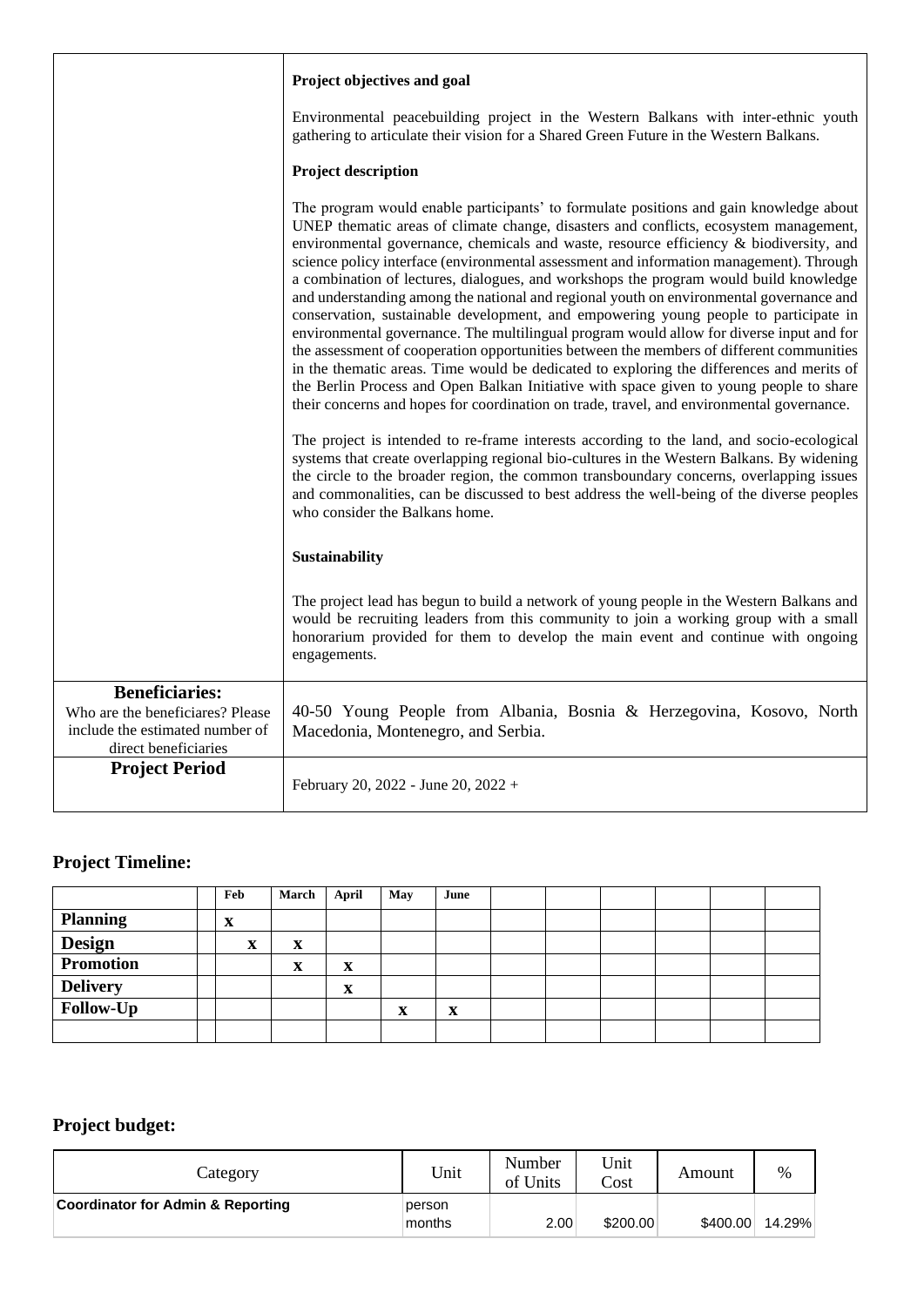| | |
|---|---|
| | **Project objectives and goal**<br><br>Environmental peacebuilding project in the Western Balkans with inter-ethnic youth gathering to articulate their vision for a Shared Green Future in the Western Balkans.<br><br>**Project description**<br><br>The program would enable participants' to formulate positions and gain knowledge about UNEP thematic areas of climate change, disasters and conflicts, ecosystem management, environmental governance, chemicals and waste, resource efficiency & biodiversity, and science policy interface (environmental assessment and information management). Through a combination of lectures, dialogues, and workshops the program would build knowledge and understanding among the national and regional youth on environmental governance and conservation, sustainable development, and empowering young people to participate in environmental governance. The multilingual program would allow for diverse input and for the assessment of cooperation opportunities between the members of different communities in the thematic areas. Time would be dedicated to exploring the differences and merits of the Berlin Process and Open Balkan Initiative with space given to young people to share their concerns and hopes for coordination on trade, travel, and environmental governance.<br><br>The project is intended to re-frame interests according to the land, and socio-ecological systems that create overlapping regional bio-cultures in the Western Balkans. By widening the circle to the broader region, the common transboundary concerns, overlapping issues and commonalities, can be discussed to best address the well-being of the diverse peoples who consider the Balkans home.<br><br>**Sustainability**<br><br>The project lead has begun to build a network of young people in the Western Balkans and would be recruiting leaders from this community to join a working group with a small honorarium provided for them to develop the main event and continue with ongoing engagements. |
| **Beneficiaries:**<br>Who are the beneficiares? Please include the estimated number of direct beneficiaries | 40-50 Young People from Albania, Bosnia & Herzegovina, Kosovo, North Macedonia, Montenegro, and Serbia. |
| **Project Period** | February 20, 2022 - June 20, 2022 + |

## Project Timeline:

| | | Feb | March | April | May | June | | | | | | |
|---|---|---|---|---|---|---|---|---|---|---|---|---|
| **Planning** | | x | | | | | | | | | | |
| **Design** | | x | x | | | | | | | | | |
| **Promotion** | | | x | x | | | | | | | | |
| **Delivery** | | | | x | | | | | | | | |
| **Follow-Up** | | | | | x | x | | | | | | |
| | | | | | | | | | | | | |

## Project budget:

| Category | Unit | Number of Units | Unit Cost | Amount | % |
|---|---|---|---|---|---|
| **Coordinator for Admin & Reporting** | person months | 2.00 | $200.00 | $400.00 | 14.29% |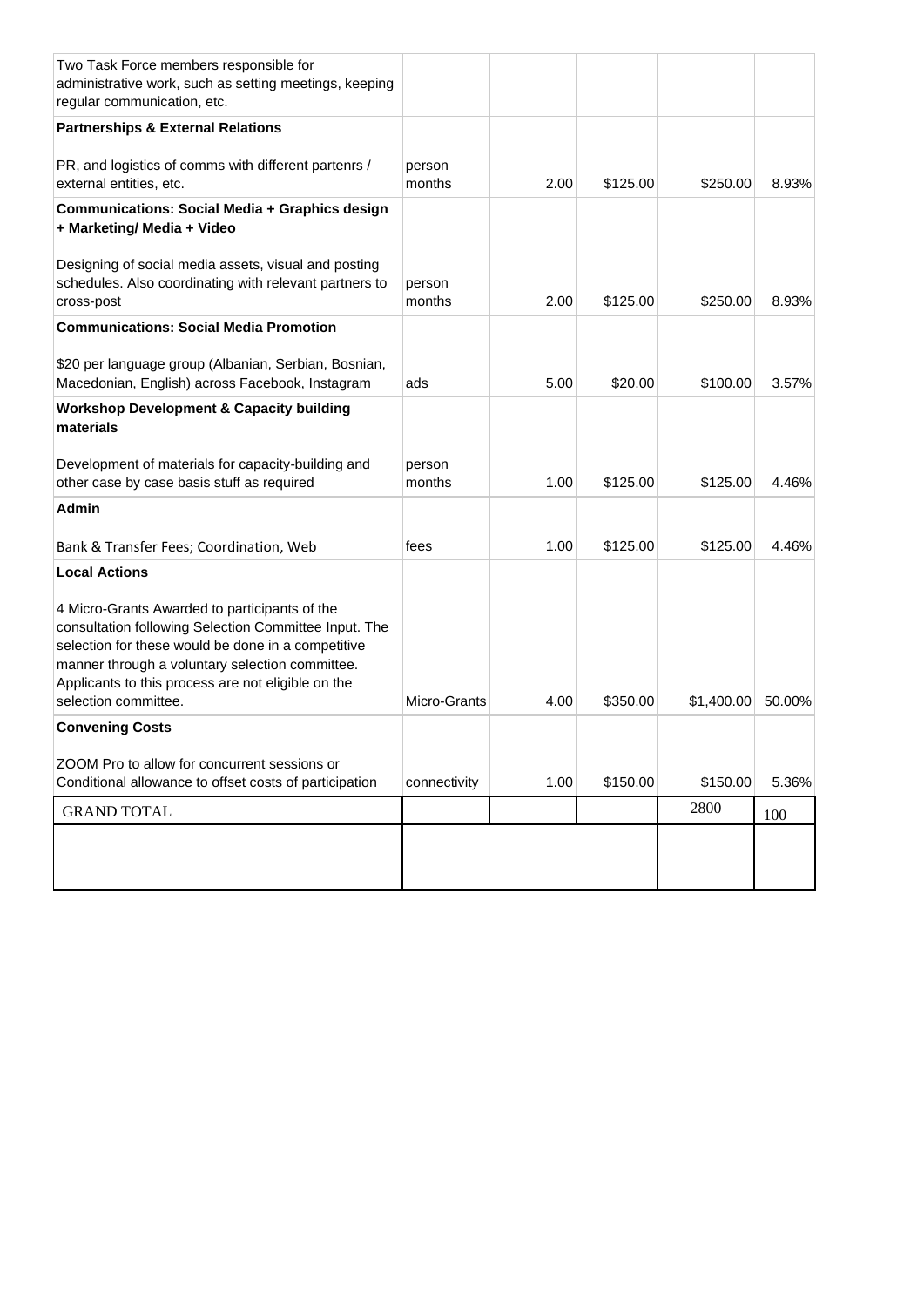| | | | | | |
|---|---|---|---|---|---|
| Two Task Force members responsible for administrative work, such as setting meetings, keeping regular communication, etc. | | | | | |
| **Partnerships & External Relations**<br><br>PR, and logistics of comms with different partenrs / external entities, etc. | person months | 2.00 | $125.00 | $250.00 | 8.93% |
| **Communications: Social Media + Graphics design + Marketing/ Media + Video**<br><br>Designing of social media assets, visual and posting schedules. Also coordinating with relevant partners to cross-post | person months | 2.00 | $125.00 | $250.00 | 8.93% |
| **Communications: Social Media Promotion**<br><br>$20 per language group (Albanian, Serbian, Bosnian, Macedonian, English) across Facebook, Instagram | ads | 5.00 | $20.00 | $100.00 | 3.57% |
| **Workshop Development & Capacity building materials**<br><br>Development of materials for capacity-building and other case by case basis stuff as required | person months | 1.00 | $125.00 | $125.00 | 4.46% |
| **Admin**<br><br>Bank & Transfer Fees; Coordination, Web | fees | 1.00 | $125.00 | $125.00 | 4.46% |
| **Local Actions**<br><br>4 Micro-Grants Awarded to participants of the consultation following Selection Committee Input. The selection for these would be done in a competitive manner through a voluntary selection committee. Applicants to this process are not eligible on the selection committee. | Micro-Grants | 4.00 | $350.00 | $1,400.00 | 50.00% |
| **Convening Costs**<br><br>ZOOM Pro to allow for concurrent sessions or Conditional allowance to offset costs of participation | connectivity | 1.00 | $150.00 | $150.00 | 5.36% |
| GRAND TOTAL | | | | 2800 | 100 |